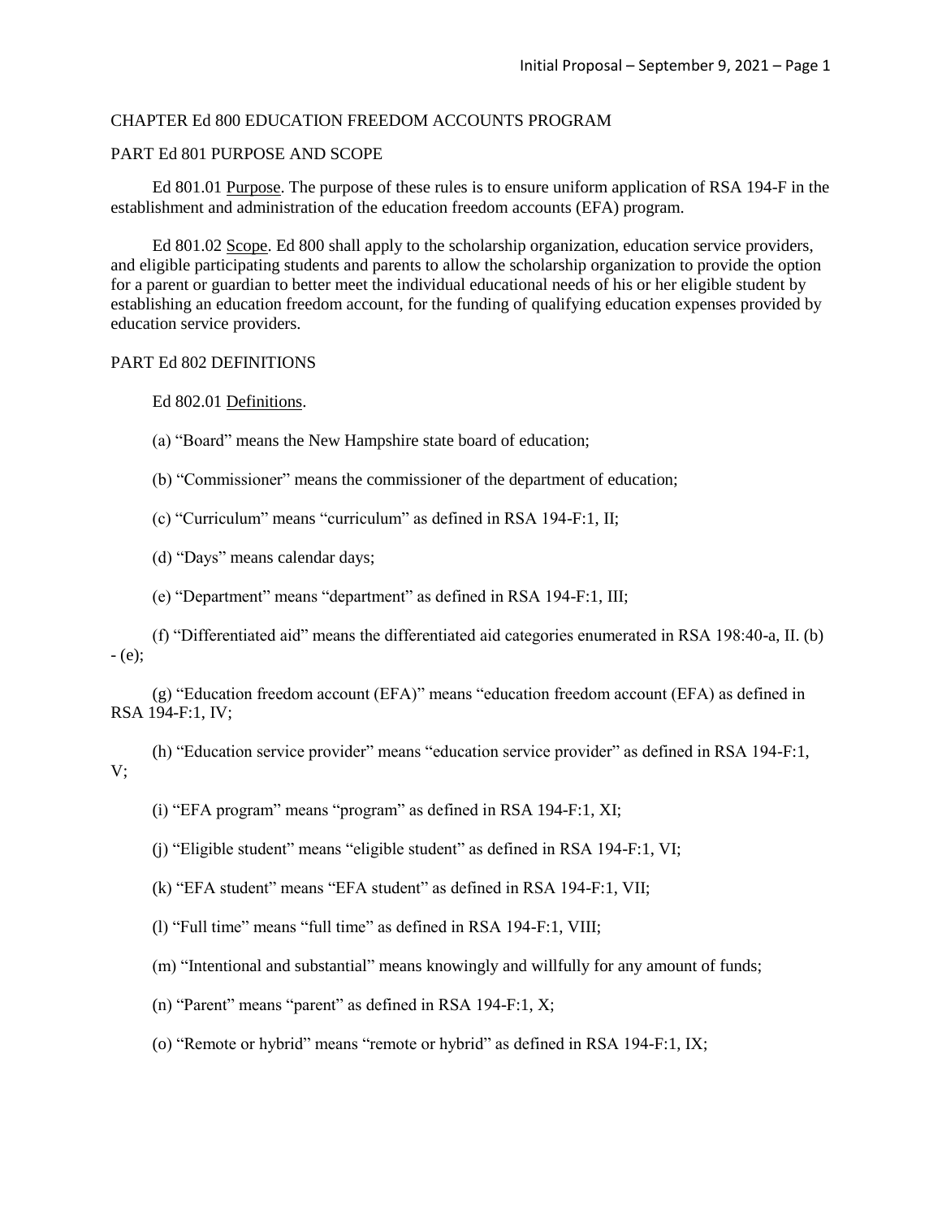CHAPTER Ed 800 EDUCATION FREEDOM ACCOUNTS PROGRAM

PART Ed 801 PURPOSE AND SCOPE

Ed 801.01 Purpose. The purpose of these rules is to ensure uniform application of RSA 194-F in the establishment and administration of the education freedom accounts (EFA) program.

Ed 801.02 Scope. Ed 800 shall apply to the scholarship organization, education service providers, and eligible participating students and parents to allow the scholarship organization to provide the option for a parent or guardian to better meet the individual educational needs of his or her eligible student by establishing an education freedom account, for the funding of qualifying education expenses provided by education service providers.

PART Ed 802 DEFINITIONS

Ed 802.01 Definitions.

(a) "Board" means the New Hampshire state board of education;

(b) "Commissioner" means the commissioner of the department of education;

(c) "Curriculum" means "curriculum" as defined in RSA 194-F:1, II;

(d) "Days" means calendar days;

(e) "Department" means "department" as defined in RSA 194-F:1, III;

(f) "Differentiated aid" means the differentiated aid categories enumerated in RSA 198:40-a, II. (b) - (e);

(g) "Education freedom account (EFA)" means "education freedom account (EFA) as defined in RSA 194-F:1, IV;

(h) "Education service provider" means "education service provider" as defined in RSA 194-F:1, V;

(i) "EFA program" means "program" as defined in RSA 194-F:1, XI;

(j) "Eligible student" means "eligible student" as defined in RSA 194-F:1, VI;

(k) "EFA student" means "EFA student" as defined in RSA 194-F:1, VII;

(l) "Full time" means "full time" as defined in RSA 194-F:1, VIII;

(m) "Intentional and substantial" means knowingly and willfully for any amount of funds;

(n) "Parent" means "parent" as defined in RSA 194-F:1, X;

(o) "Remote or hybrid" means "remote or hybrid" as defined in RSA 194-F:1, IX;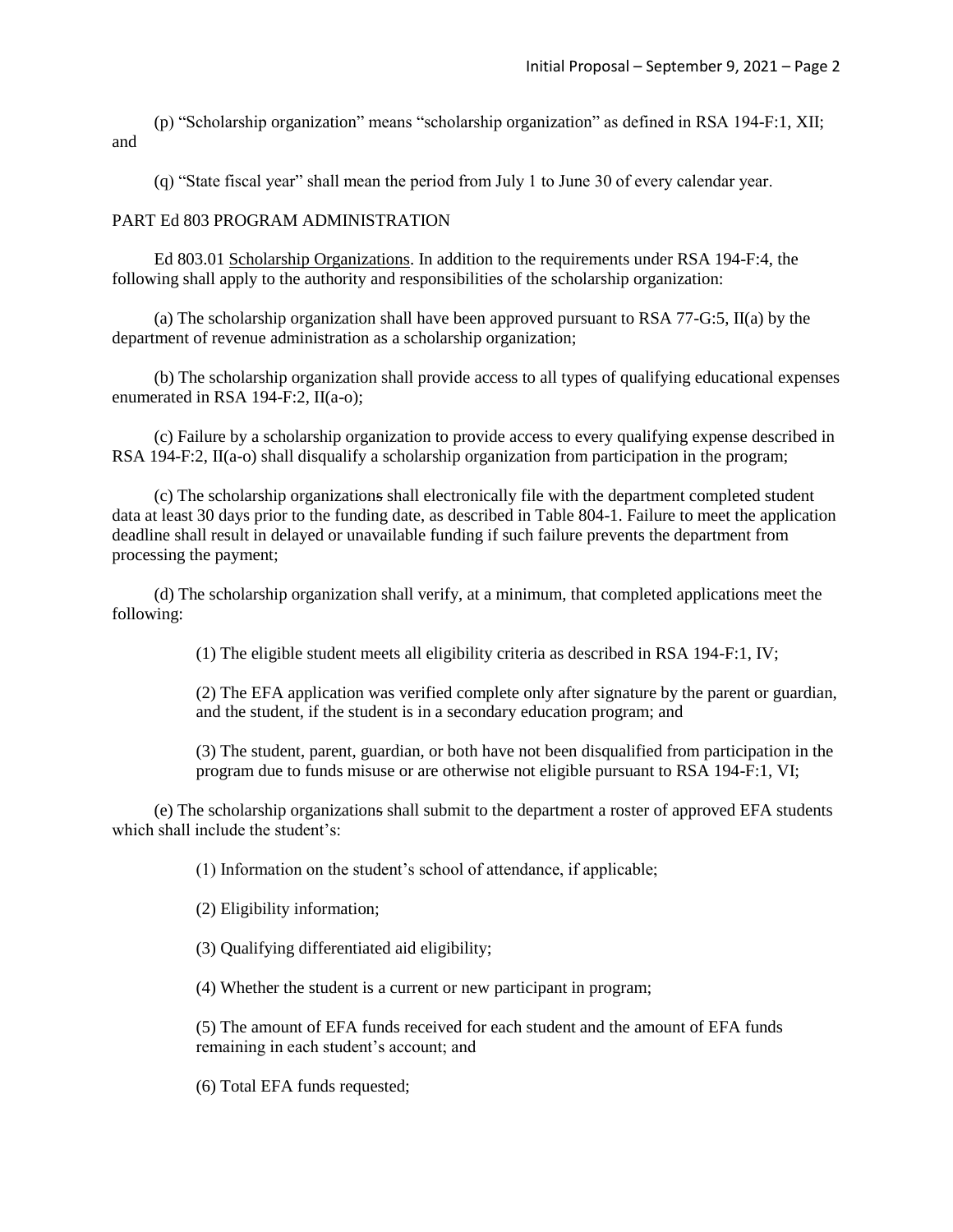(p) "Scholarship organization" means "scholarship organization" as defined in RSA 194-F:1, XII; and

(q) "State fiscal year" shall mean the period from July 1 to June 30 of every calendar year.

PART Ed 803 PROGRAM ADMINISTRATION

Ed 803.01 Scholarship Organizations. In addition to the requirements under RSA 194-F:4, the following shall apply to the authority and responsibilities of the scholarship organization:

(a) The scholarship organization shall have been approved pursuant to RSA 77-G:5, II(a) by the department of revenue administration as a scholarship organization;

(b) The scholarship organization shall provide access to all types of qualifying educational expenses enumerated in RSA 194-F:2, II(a-o);

(c) Failure by a scholarship organization to provide access to every qualifying expense described in RSA 194-F:2, II(a-o) shall disqualify a scholarship organization from participation in the program;

(c) The scholarship organizations shall electronically file with the department completed student data at least 30 days prior to the funding date, as described in Table 804-1. Failure to meet the application deadline shall result in delayed or unavailable funding if such failure prevents the department from processing the payment;

(d) The scholarship organization shall verify, at a minimum, that completed applications meet the following:

(1) The eligible student meets all eligibility criteria as described in RSA 194-F:1, IV;

(2) The EFA application was verified complete only after signature by the parent or guardian, and the student, if the student is in a secondary education program; and

(3) The student, parent, guardian, or both have not been disqualified from participation in the program due to funds misuse or are otherwise not eligible pursuant to RSA 194-F:1, VI;

(e) The scholarship organizations shall submit to the department a roster of approved EFA students which shall include the student's:

(1) Information on the student's school of attendance, if applicable;

(2) Eligibility information;

(3) Qualifying differentiated aid eligibility;

(4) Whether the student is a current or new participant in program;

(5) The amount of EFA funds received for each student and the amount of EFA funds remaining in each student's account; and

(6) Total EFA funds requested;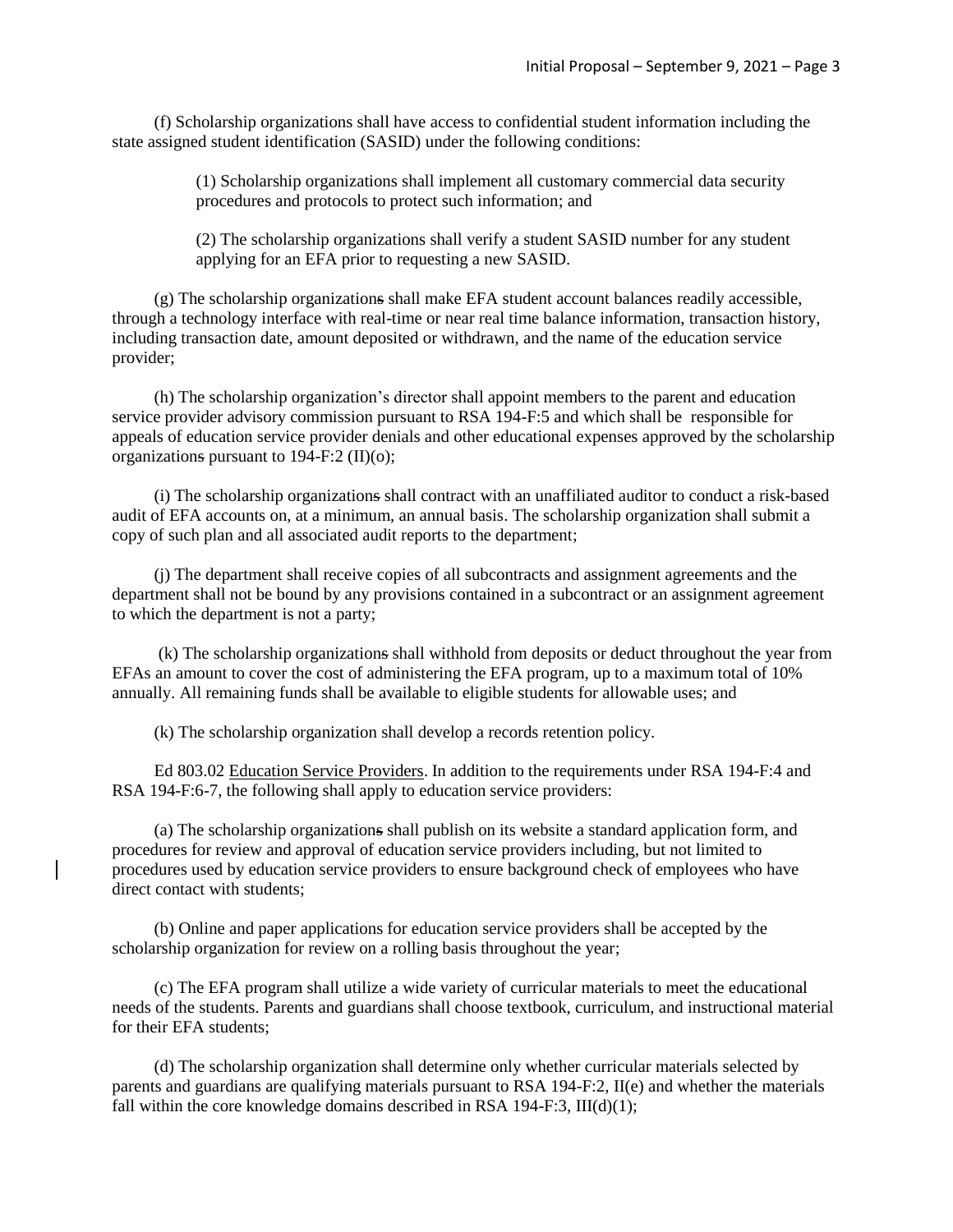(f) Scholarship organizations shall have access to confidential student information including the state assigned student identification (SASID) under the following conditions:

(1) Scholarship organizations shall implement all customary commercial data security procedures and protocols to protect such information; and

(2) The scholarship organizations shall verify a student SASID number for any student applying for an EFA prior to requesting a new SASID.

(g) The scholarship organizations shall make EFA student account balances readily accessible, through a technology interface with real-time or near real time balance information, transaction history, including transaction date, amount deposited or withdrawn, and the name of the education service provider;

(h) The scholarship organization's director shall appoint members to the parent and education service provider advisory commission pursuant to RSA 194-F:5 and which shall be responsible for appeals of education service provider denials and other educational expenses approved by the scholarship organizations pursuant to 194-F:2 (II)(o);

(i) The scholarship organizations shall contract with an unaffiliated auditor to conduct a risk-based audit of EFA accounts on, at a minimum, an annual basis. The scholarship organization shall submit a copy of such plan and all associated audit reports to the department;

(j) The department shall receive copies of all subcontracts and assignment agreements and the department shall not be bound by any provisions contained in a subcontract or an assignment agreement to which the department is not a party;

(k) The scholarship organizations shall withhold from deposits or deduct throughout the year from EFAs an amount to cover the cost of administering the EFA program, up to a maximum total of 10% annually. All remaining funds shall be available to eligible students for allowable uses; and

(k) The scholarship organization shall develop a records retention policy.

Ed 803.02 Education Service Providers. In addition to the requirements under RSA 194-F:4 and RSA 194-F:6-7, the following shall apply to education service providers:

(a) The scholarship organizations shall publish on its website a standard application form, and procedures for review and approval of education service providers including, but not limited to procedures used by education service providers to ensure background check of employees who have direct contact with students;

(b) Online and paper applications for education service providers shall be accepted by the scholarship organization for review on a rolling basis throughout the year;

(c) The EFA program shall utilize a wide variety of curricular materials to meet the educational needs of the students. Parents and guardians shall choose textbook, curriculum, and instructional material for their EFA students;

(d) The scholarship organization shall determine only whether curricular materials selected by parents and guardians are qualifying materials pursuant to RSA 194-F:2, II(e) and whether the materials fall within the core knowledge domains described in RSA 194-F:3, III(d)(1);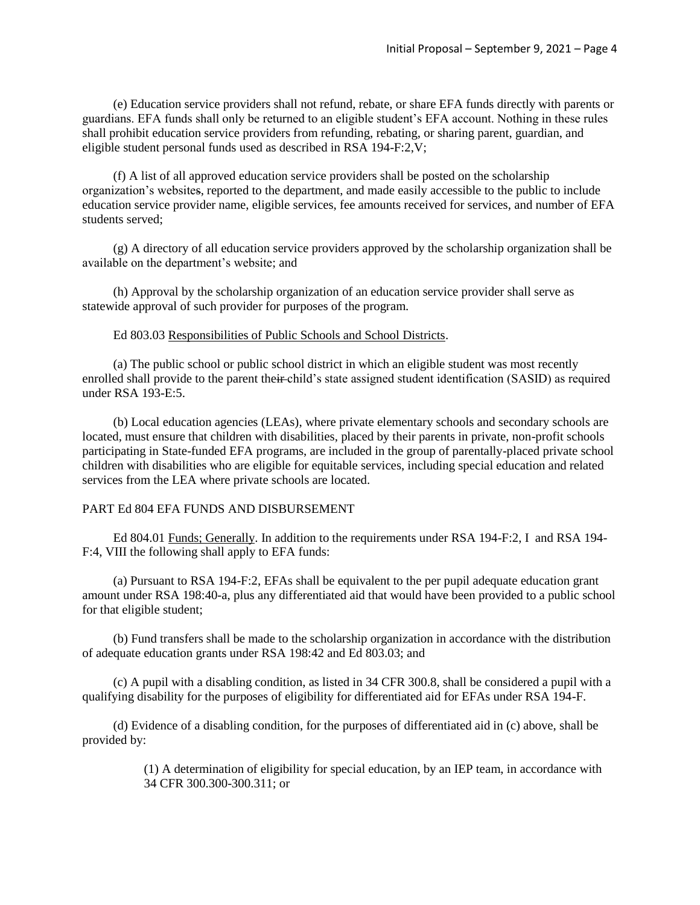(e) Education service providers shall not refund, rebate, or share EFA funds directly with parents or guardians. EFA funds shall only be returned to an eligible student's EFA account. Nothing in these rules shall prohibit education service providers from refunding, rebating, or sharing parent, guardian, and eligible student personal funds used as described in RSA 194-F:2,V;

(f) A list of all approved education service providers shall be posted on the scholarship organization's website~~s~~, reported to the department, and made easily accessible to the public to include education service provider name, eligible services, fee amounts received for services, and number of EFA students served;

(g) A directory of all education service providers approved by the scholarship organization shall be available on the department's website; and

(h) Approval by the scholarship organization of an education service provider shall serve as statewide approval of such provider for purposes of the program.

Ed 803.03 Responsibilities of Public Schools and School Districts.

(a) The public school or public school district in which an eligible student was most recently enrolled shall provide to the parent the~~ir~~ child's state assigned student identification (SASID) as required under RSA 193-E:5.

(b) Local education agencies (LEAs), where private elementary schools and secondary schools are located, must ensure that children with disabilities, placed by their parents in private, non-profit schools participating in State-funded EFA programs, are included in the group of parentally-placed private school children with disabilities who are eligible for equitable services, including special education and related services from the LEA where private schools are located.

PART Ed 804 EFA FUNDS AND DISBURSEMENT

Ed 804.01 Funds; Generally. In addition to the requirements under RSA 194-F:2, I and RSA 194-F:4, VIII the following shall apply to EFA funds:

(a) Pursuant to RSA 194-F:2, EFAs shall be equivalent to the per pupil adequate education grant amount under RSA 198:40-a, plus any differentiated aid that would have been provided to a public school for that eligible student;

(b) Fund transfers shall be made to the scholarship organization in accordance with the distribution of adequate education grants under RSA 198:42 and Ed 803.03; and

(c) A pupil with a disabling condition, as listed in 34 CFR 300.8, shall be considered a pupil with a qualifying disability for the purposes of eligibility for differentiated aid for EFAs under RSA 194-F.

(d) Evidence of a disabling condition, for the purposes of differentiated aid in (c) above, shall be provided by:

> (1) A determination of eligibility for special education, by an IEP team, in accordance with 34 CFR 300.300-300.311; or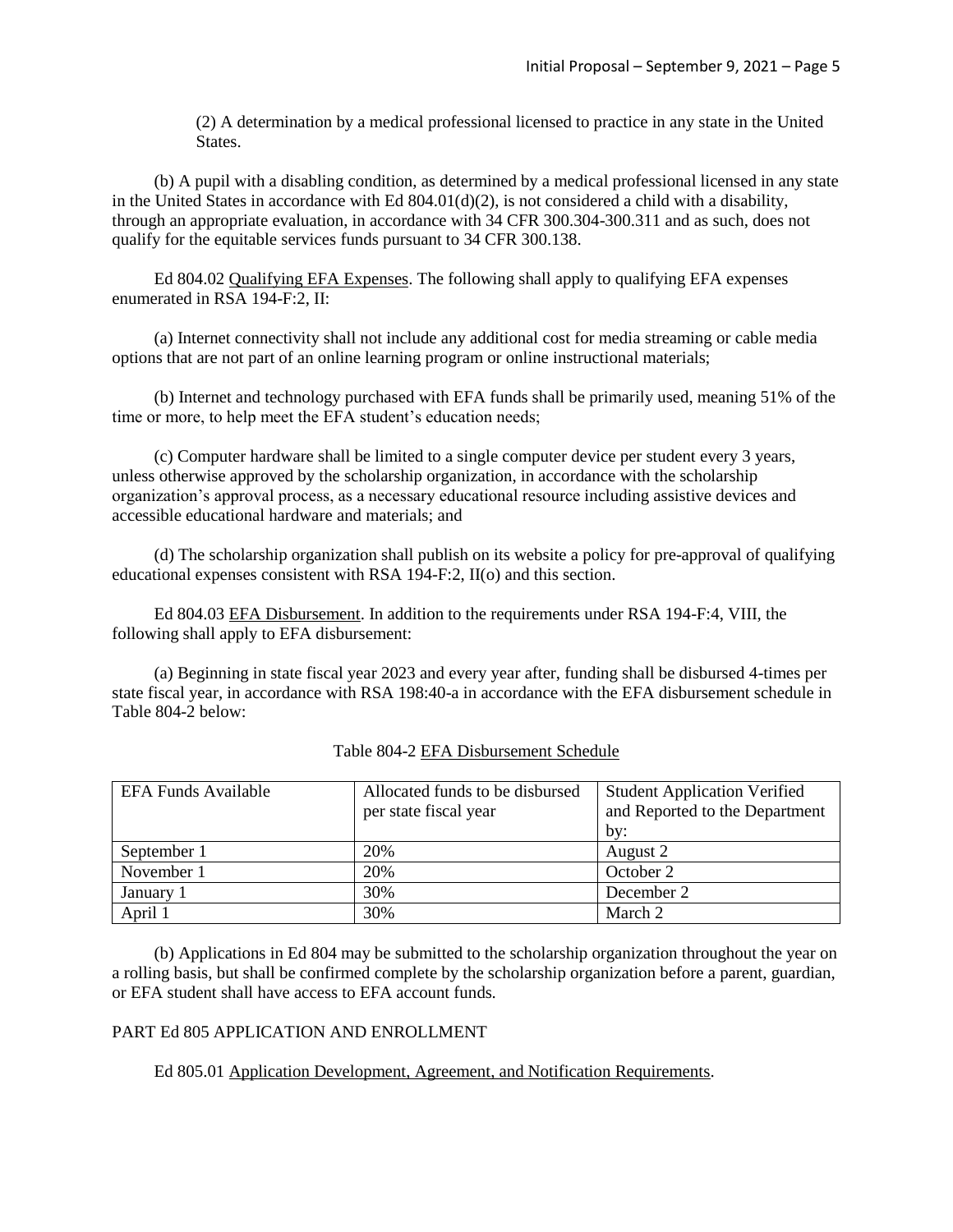(2) A determination by a medical professional licensed to practice in any state in the United States.

(b) A pupil with a disabling condition, as determined by a medical professional licensed in any state in the United States in accordance with Ed 804.01(d)(2), is not considered a child with a disability, through an appropriate evaluation, in accordance with 34 CFR 300.304-300.311 and as such, does not qualify for the equitable services funds pursuant to 34 CFR 300.138.

Ed 804.02 Qualifying EFA Expenses. The following shall apply to qualifying EFA expenses enumerated in RSA 194-F:2, II:

(a) Internet connectivity shall not include any additional cost for media streaming or cable media options that are not part of an online learning program or online instructional materials;

(b) Internet and technology purchased with EFA funds shall be primarily used, meaning 51% of the time or more, to help meet the EFA student's education needs;

(c) Computer hardware shall be limited to a single computer device per student every 3 years, unless otherwise approved by the scholarship organization, in accordance with the scholarship organization's approval process, as a necessary educational resource including assistive devices and accessible educational hardware and materials; and

(d) The scholarship organization shall publish on its website a policy for pre-approval of qualifying educational expenses consistent with RSA 194-F:2, II(o) and this section.

Ed 804.03 EFA Disbursement. In addition to the requirements under RSA 194-F:4, VIII, the following shall apply to EFA disbursement:

(a) Beginning in state fiscal year 2023 and every year after, funding shall be disbursed 4-times per state fiscal year, in accordance with RSA 198:40-a in accordance with the EFA disbursement schedule in Table 804-2 below:

Table 804-2 EFA Disbursement Schedule

| EFA Funds Available | Allocated funds to be disbursed per state fiscal year | Student Application Verified and Reported to the Department by: |
|---|---|---|
| September 1 | 20% | August 2 |
| November 1 | 20% | October 2 |
| January 1 | 30% | December 2 |
| April 1 | 30% | March 2 |

(b) Applications in Ed 804 may be submitted to the scholarship organization throughout the year on a rolling basis, but shall be confirmed complete by the scholarship organization before a parent, guardian, or EFA student shall have access to EFA account funds.

PART Ed 805 APPLICATION AND ENROLLMENT

Ed 805.01 Application Development, Agreement, and Notification Requirements.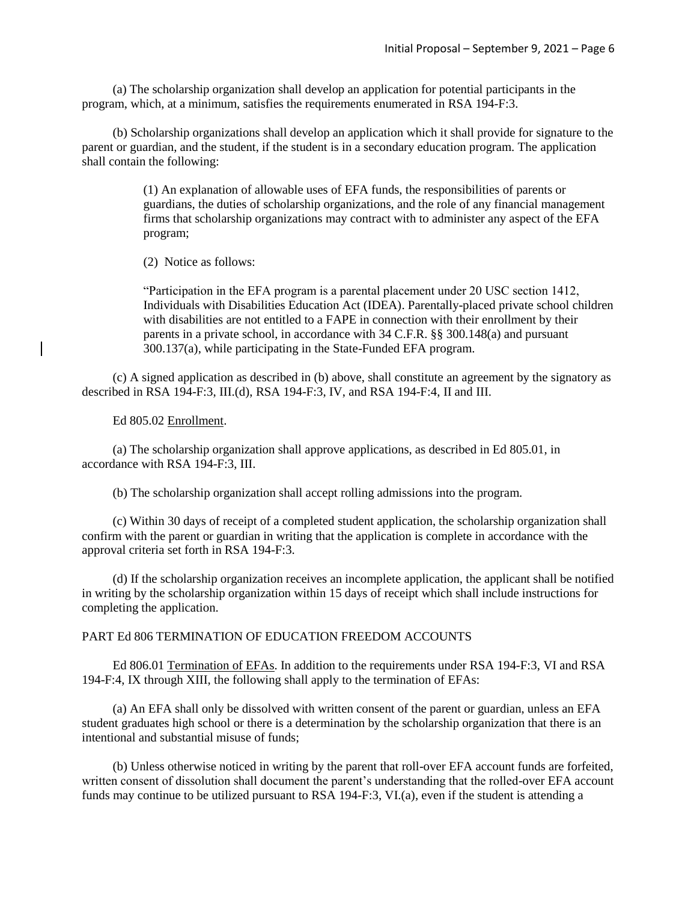(a) The scholarship organization shall develop an application for potential participants in the program, which, at a minimum, satisfies the requirements enumerated in RSA 194-F:3.

(b) Scholarship organizations shall develop an application which it shall provide for signature to the parent or guardian, and the student, if the student is in a secondary education program. The application shall contain the following:

(1) An explanation of allowable uses of EFA funds, the responsibilities of parents or guardians, the duties of scholarship organizations, and the role of any financial management firms that scholarship organizations may contract with to administer any aspect of the EFA program;

(2) Notice as follows:

"Participation in the EFA program is a parental placement under 20 USC section 1412, Individuals with Disabilities Education Act (IDEA). Parentally-placed private school children with disabilities are not entitled to a FAPE in connection with their enrollment by their parents in a private school, in accordance with 34 C.F.R. §§ 300.148(a) and pursuant 300.137(a), while participating in the State-Funded EFA program.

(c) A signed application as described in (b) above, shall constitute an agreement by the signatory as described in RSA 194-F:3, III.(d), RSA 194-F:3, IV, and RSA 194-F:4, II and III.

Ed 805.02 Enrollment.

(a) The scholarship organization shall approve applications, as described in Ed 805.01, in accordance with RSA 194-F:3, III.

(b) The scholarship organization shall accept rolling admissions into the program.

(c) Within 30 days of receipt of a completed student application, the scholarship organization shall confirm with the parent or guardian in writing that the application is complete in accordance with the approval criteria set forth in RSA 194-F:3.

(d) If the scholarship organization receives an incomplete application, the applicant shall be notified in writing by the scholarship organization within 15 days of receipt which shall include instructions for completing the application.

PART Ed 806 TERMINATION OF EDUCATION FREEDOM ACCOUNTS

Ed 806.01 Termination of EFAs. In addition to the requirements under RSA 194-F:3, VI and RSA 194-F:4, IX through XIII, the following shall apply to the termination of EFAs:

(a) An EFA shall only be dissolved with written consent of the parent or guardian, unless an EFA student graduates high school or there is a determination by the scholarship organization that there is an intentional and substantial misuse of funds;

(b) Unless otherwise noticed in writing by the parent that roll-over EFA account funds are forfeited, written consent of dissolution shall document the parent's understanding that the rolled-over EFA account funds may continue to be utilized pursuant to RSA 194-F:3, VI.(a), even if the student is attending a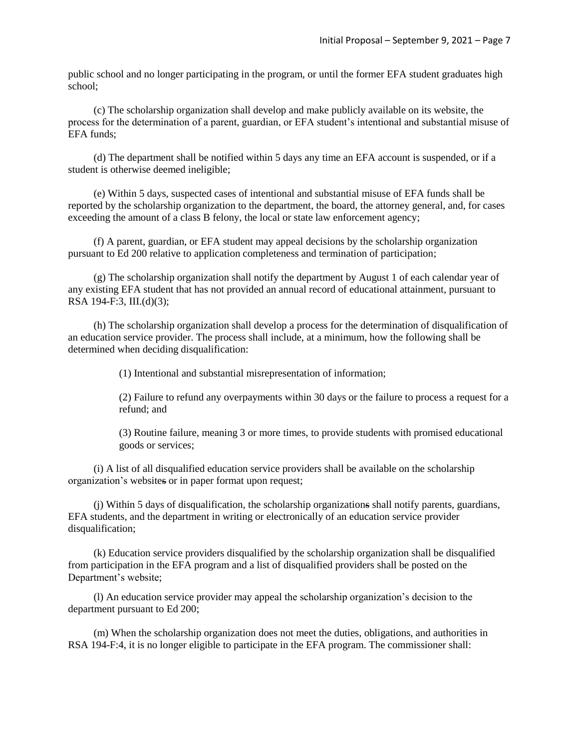public school and no longer participating in the program, or until the former EFA student graduates high school;

(c) The scholarship organization shall develop and make publicly available on its website, the process for the determination of a parent, guardian, or EFA student's intentional and substantial misuse of EFA funds;

(d) The department shall be notified within 5 days any time an EFA account is suspended, or if a student is otherwise deemed ineligible;

(e) Within 5 days, suspected cases of intentional and substantial misuse of EFA funds shall be reported by the scholarship organization to the department, the board, the attorney general, and, for cases exceeding the amount of a class B felony, the local or state law enforcement agency;

(f) A parent, guardian, or EFA student may appeal decisions by the scholarship organization pursuant to Ed 200 relative to application completeness and termination of participation;

(g) The scholarship organization shall notify the department by August 1 of each calendar year of any existing EFA student that has not provided an annual record of educational attainment, pursuant to RSA 194-F:3, III.(d)(3);

(h) The scholarship organization shall develop a process for the determination of disqualification of an education service provider. The process shall include, at a minimum, how the following shall be determined when deciding disqualification:

> (1) Intentional and substantial misrepresentation of information;
>
> (2) Failure to refund any overpayments within 30 days or the failure to process a request for a refund; and
>
> (3) Routine failure, meaning 3 or more times, to provide students with promised educational goods or services;

(i) A list of all disqualified education service providers shall be available on the scholarship organization's ~~websites~~ website or in paper format upon request;

(j) Within 5 days of disqualification, the scholarship ~~organizations~~ organization shall notify parents, guardians, EFA students, and the department in writing or electronically of an education service provider disqualification;

(k) Education service providers disqualified by the scholarship organization shall be disqualified from participation in the EFA program and a list of disqualified providers shall be posted on the Department's website;

(l) An education service provider may appeal the scholarship organization's decision to the department pursuant to Ed 200;

(m) When the scholarship organization does not meet the duties, obligations, and authorities in RSA 194-F:4, it is no longer eligible to participate in the EFA program. The commissioner shall: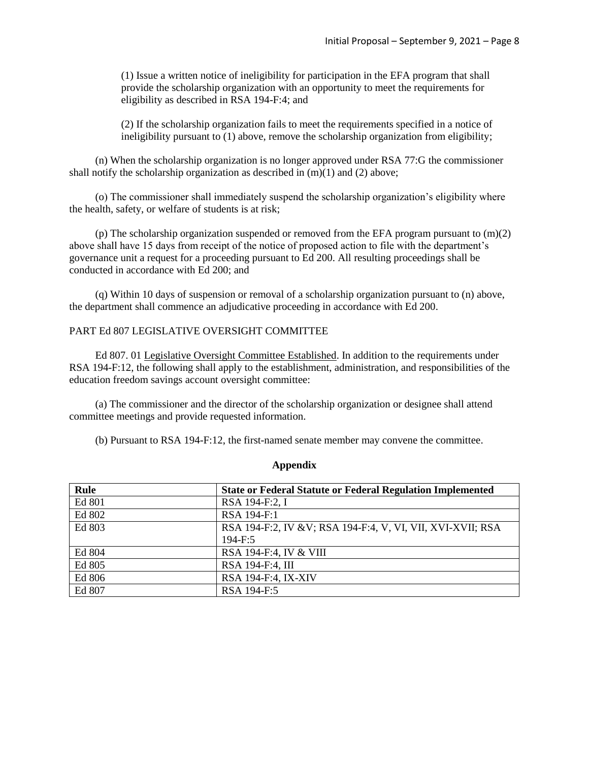(1) Issue a written notice of ineligibility for participation in the EFA program that shall provide the scholarship organization with an opportunity to meet the requirements for eligibility as described in RSA 194-F:4; and

(2) If the scholarship organization fails to meet the requirements specified in a notice of ineligibility pursuant to (1) above, remove the scholarship organization from eligibility;

(n) When the scholarship organization is no longer approved under RSA 77:G the commissioner shall notify the scholarship organization as described in (m)(1) and (2) above;

(o) The commissioner shall immediately suspend the scholarship organization's eligibility where the health, safety, or welfare of students is at risk;

(p) The scholarship organization suspended or removed from the EFA program pursuant to (m)(2) above shall have 15 days from receipt of the notice of proposed action to file with the department's governance unit a request for a proceeding pursuant to Ed 200. All resulting proceedings shall be conducted in accordance with Ed 200; and

(q) Within 10 days of suspension or removal of a scholarship organization pursuant to (n) above, the department shall commence an adjudicative proceeding in accordance with Ed 200.

PART Ed 807 LEGISLATIVE OVERSIGHT COMMITTEE

Ed 807. 01 Legislative Oversight Committee Established. In addition to the requirements under RSA 194-F:12, the following shall apply to the establishment, administration, and responsibilities of the education freedom savings account oversight committee:

(a) The commissioner and the director of the scholarship organization or designee shall attend committee meetings and provide requested information.

(b) Pursuant to RSA 194-F:12, the first-named senate member may convene the committee.

**Appendix**

| **Rule** | **State or Federal Statute or Federal Regulation Implemented** |
|---|---|
| Ed 801 | RSA 194-F:2, I |
| Ed 802 | RSA 194-F:1 |
| Ed 803 | RSA 194-F:2, IV &V; RSA 194-F:4, V, VI, VII, XVI-XVII; RSA 194-F:5 |
| Ed 804 | RSA 194-F:4, IV & VIII |
| Ed 805 | RSA 194-F:4, III |
| Ed 806 | RSA 194-F:4, IX-XIV |
| Ed 807 | RSA 194-F:5 |